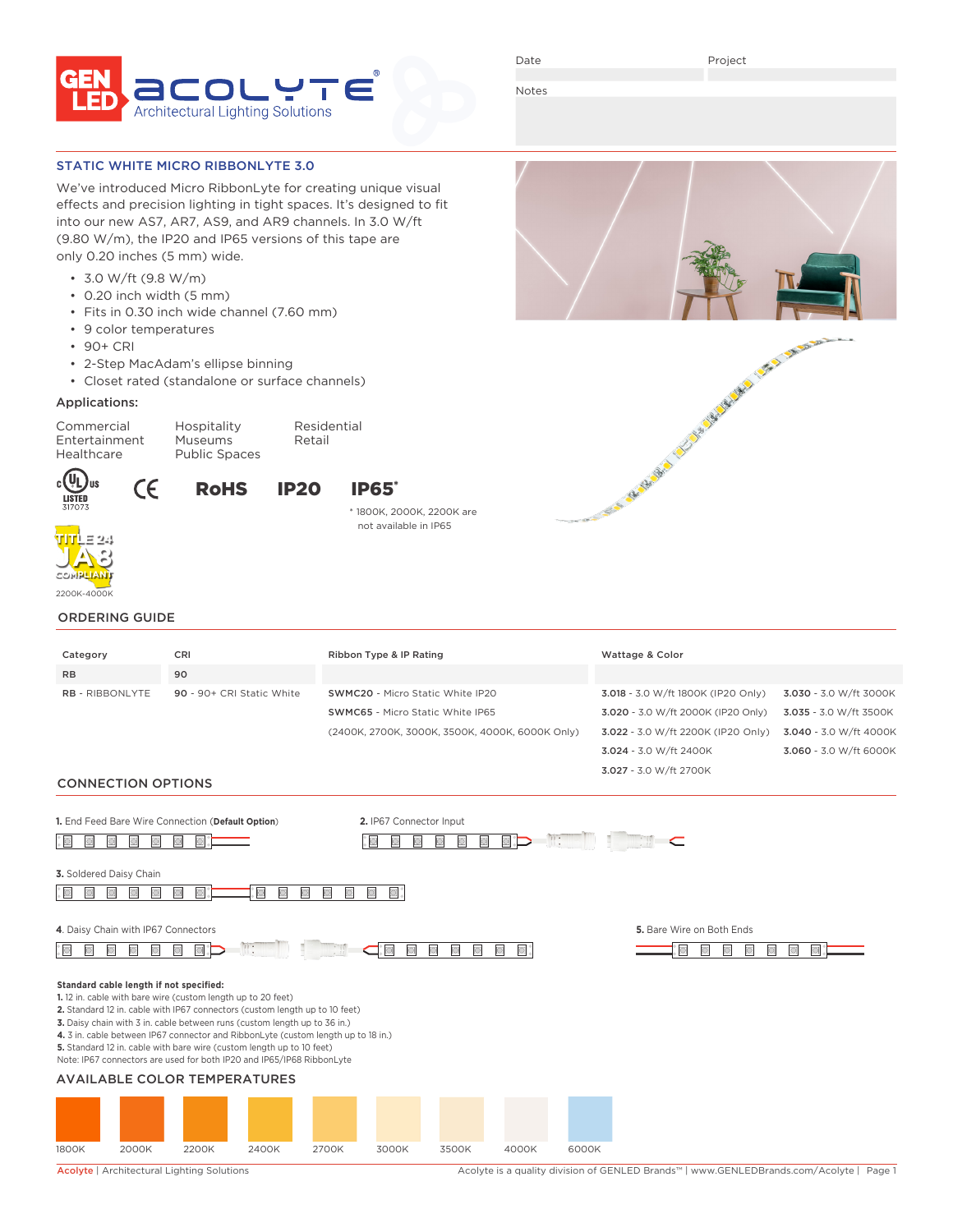GEN LED | ACOLYTE®
Architectural Lighting Solutions

Date | Project

Notes

## STATIC WHITE MICRO RIBBONLYTE 3.0

We've introduced Micro RibbonLyte for creating unique visual effects and precision lighting in tight spaces. It's designed to fit into our new AS7, AR7, AS9, and AR9 channels. In 3.0 W/ft (9.80 W/m), the IP20 and IP65 versions of this tape are only 0.20 inches (5 mm) wide.

- 3.0 W/ft (9.8 W/m)
- 0.20 inch width (5 mm)
- Fits in 0.30 inch wide channel (7.60 mm)
- 9 color temperatures
- 90+ CRI
- 2-Step MacAdam's ellipse binning
- Closet rated (standalone or surface channels)

### Applications:

| | | |
|---|---|---|
| Commercial | Hospitality | Residential |
| Entertainment | Museums | Retail |
| Healthcare | Public Spaces | |

c UL us LISTED 317073 | CE | RoHS | IP20 | IP65*

* 1800K, 2000K, 2200K are not available in IP65

TITLE 24 JA8 COMPLIANT 2200K-4000K

## ORDERING GUIDE

| Category | CRI | Ribbon Type & IP Rating | Wattage & Color | |
|---|---|---|---|---|
| RB | 90 | | | |
| RB - RIBBONLYTE | 90 - 90+ CRI Static White | SWMC20 - Micro Static White IP20 | 3.018 - 3.0 W/ft 1800K (IP20 Only) | 3.030 - 3.0 W/ft 3000K |
| | | SWMC65 - Micro Static White IP65 | 3.020 - 3.0 W/ft 2000K (IP20 Only) | 3.035 - 3.0 W/ft 3500K |
| | | (2400K, 2700K, 3000K, 3500K, 4000K, 6000K Only) | 3.022 - 3.0 W/ft 2200K (IP20 Only) | 3.040 - 3.0 W/ft 4000K |
| | | | 3.024 - 3.0 W/ft 2400K | 3.060 - 3.0 W/ft 6000K |
| | | | 3.027 - 3.0 W/ft 2700K | |

## CONNECTION OPTIONS

**1.** End Feed Bare Wire Connection (**Default Option**)

**2.** IP67 Connector Input

**3.** Soldered Daisy Chain

**4.** Daisy Chain with IP67 Connectors

**5.** Bare Wire on Both Ends

**Standard cable length if not specified:**

**1.** 12 in. cable with bare wire (custom length up to 20 feet)
**2.** Standard 12 in. cable with IP67 connectors (custom length up to 10 feet)
**3.** Daisy chain with 3 in. cable between runs (custom length up to 36 in.)
**4.** 3 in. cable between IP67 connector and RibbonLyte (custom length up to 18 in.)
**5.** Standard 12 in. cable with bare wire (custom length up to 10 feet)
Note: IP67 connectors are used for both IP20 and IP65/IP68 RibbonLyte

## AVAILABLE COLOR TEMPERATURES

1800K | 2000K | 2200K | 2400K | 2700K | 3000K | 3500K | 4000K | 6000K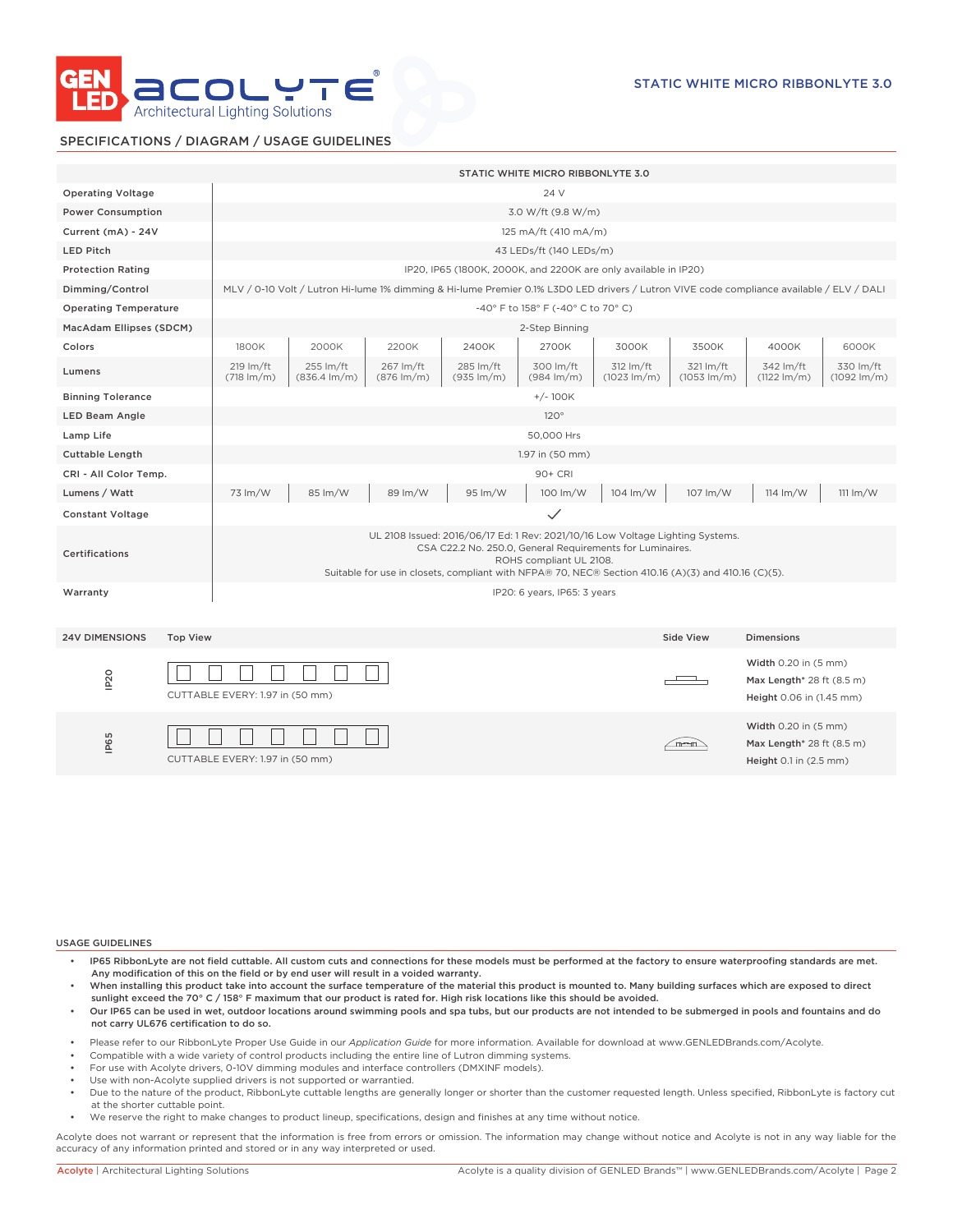## SPECIFICATIONS / DIAGRAM / USAGE GUIDELINES

| | STATIC WHITE MICRO RIBBONLYTE 3.0 | | | | | | | | |
|---|---|---|---|---|---|---|---|---|---|
| Operating Voltage | 24 V | | | | | | | | |
| Power Consumption | 3.0 W/ft (9.8 W/m) | | | | | | | | |
| Current (mA) - 24V | 125 mA/ft (410 mA/m) | | | | | | | | |
| LED Pitch | 43 LEDs/ft (140 LEDs/m) | | | | | | | | |
| Protection Rating | IP20, IP65 (1800K, 2000K, and 2200K are only available in IP20) | | | | | | | | |
| Dimming/Control | MLV / 0-10 Volt / Lutron Hi-lume 1% dimming & Hi-lume Premier 0.1% L3DO LED drivers / Lutron VIVE code compliance available / ELV / DALI | | | | | | | | |
| Operating Temperature | -40° F to 158° F (-40° C to 70° C) | | | | | | | | |
| MacAdam Ellipses (SDCM) | 2-Step Binning | | | | | | | | |
| Colors | 1800K | 2000K | 2200K | 2400K | 2700K | 3000K | 3500K | 4000K | 6000K |
| Lumens | 219 lm/ft (718 lm/m) | 255 lm/ft (836.4 lm/m) | 267 lm/ft (876 lm/m) | 285 lm/ft (935 lm/m) | 300 lm/ft (984 lm/m) | 312 lm/ft (1023 lm/m) | 321 lm/ft (1053 lm/m) | 342 lm/ft (1122 lm/m) | 330 lm/ft (1092 lm/m) |
| Binning Tolerance | +/- 100K | | | | | | | | |
| LED Beam Angle | 120° | | | | | | | | |
| Lamp Life | 50,000 Hrs | | | | | | | | |
| Cuttable Length | 1.97 in (50 mm) | | | | | | | | |
| CRI - All Color Temp. | 90+ CRI | | | | | | | | |
| Lumens / Watt | 73 lm/W | 85 lm/W | 89 lm/W | 95 lm/W | 100 lm/W | 104 lm/W | 107 lm/W | 114 lm/W | 111 lm/W |
| Constant Voltage | ✓ | | | | | | | | |
| Certifications | UL 2108 Issued: 2016/06/17 Ed: 1 Rev: 2021/10/16 Low Voltage Lighting Systems. CSA C22.2 No. 250.0, General Requirements for Luminaires. ROHS compliant UL 2108. Suitable for use in closets, compliant with NFPA® 70, NEC® Section 410.16 (A)(3) and 410.16 (C)(5). | | | | | | | | |
| Warranty | IP20: 6 years, IP65: 3 years | | | | | | | | |

| 24V DIMENSIONS | Top View | Side View | Dimensions |
|---|---|---|---|
| IP20 | CUTTABLE EVERY: 1.97 in (50 mm) | | **Width** 0.20 in (5 mm)<br>**Max Length*** 28 ft (8.5 m)<br>**Height** 0.06 in (1.45 mm) |
| IP65 | CUTTABLE EVERY: 1.97 in (50 mm) | | **Width** 0.20 in (5 mm)<br>**Max Length*** 28 ft (8.5 m)<br>**Height** 0.1 in (2.5 mm) |

### USAGE GUIDELINES

- **IP65 RibbonLyte are not field cuttable. All custom cuts and connections for these models must be performed at the factory to ensure waterproofing standards are met. Any modification of this on the field or by end user will result in a voided warranty.**
- **When installing this product take into account the surface temperature of the material this product is mounted to. Many building surfaces which are exposed to direct sunlight exceed the 70° C / 158° F maximum that our product is rated for. High risk locations like this should be avoided.**
- **Our IP65 can be used in wet, outdoor locations around swimming pools and spa tubs, but our products are not intended to be submerged in pools and fountains and do not carry UL676 certification to do so.**

- Please refer to our RibbonLyte Proper Use Guide in our *Application Guide* for more information. Available for download at www.GENLEDBrands.com/Acolyte.
- Compatible with a wide variety of control products including the entire line of Lutron dimming systems.
- For use with Acolyte drivers, 0-10V dimming modules and interface controllers (DMXINF models).
- Use with non-Acolyte supplied drivers is not supported or warrantied.
- Due to the nature of the product, RibbonLyte cuttable lengths are generally longer or shorter than the customer requested length. Unless specified, RibbonLyte is factory cut at the shorter cuttable point.
- We reserve the right to make changes to product lineup, specifications, design and finishes at any time without notice.

Acolyte does not warrant or represent that the information is free from errors or omission. The information may change without notice and Acolyte is not in any way liable for the accuracy of any information printed and stored or in any way interpreted or used.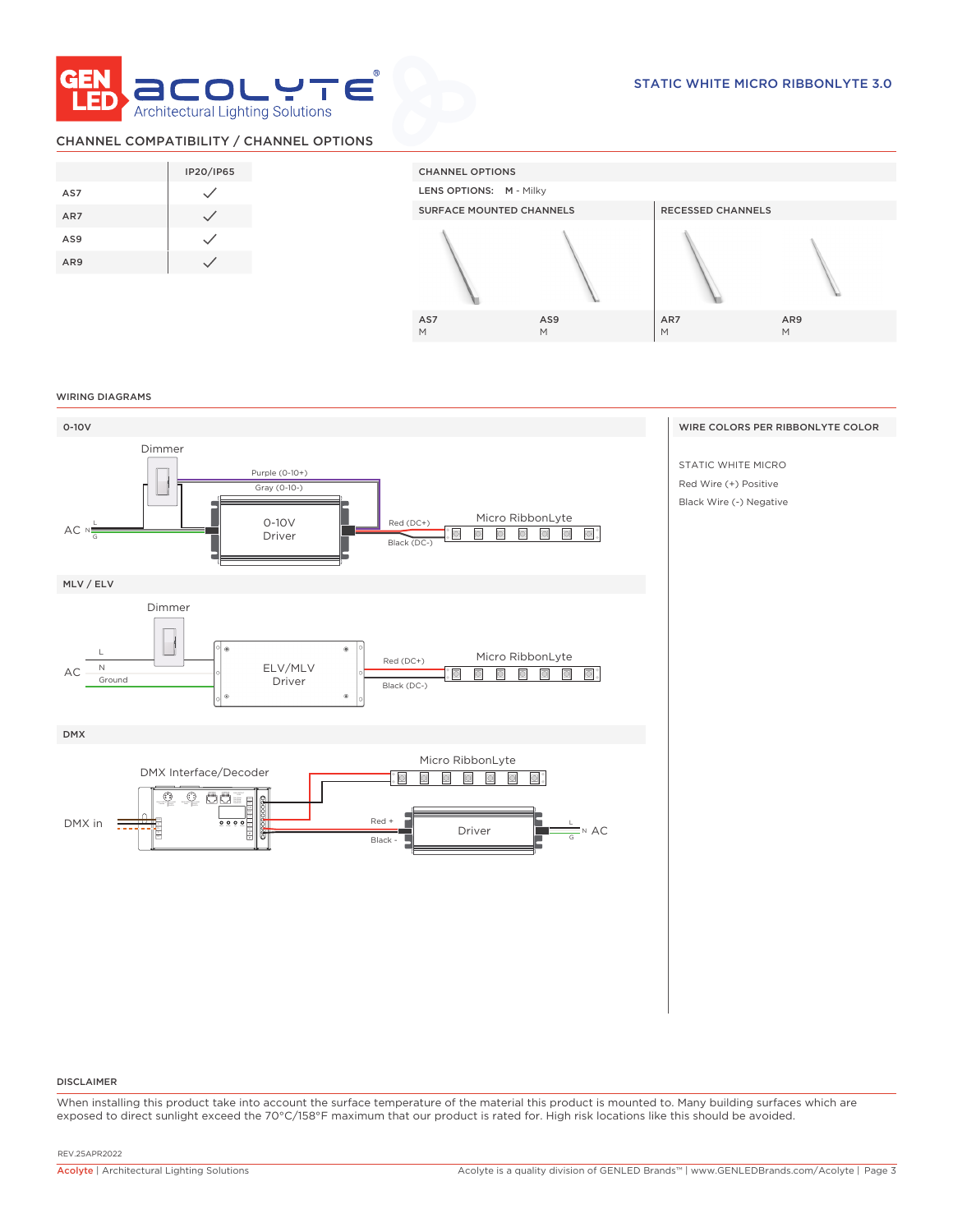STATIC WHITE MICRO RIBBONLYTE 3.0

## CHANNEL COMPATIBILITY / CHANNEL OPTIONS

| | IP20/IP65 |
|---|---|
| AS7 | ✓ |
| AR7 | ✓ |
| AS9 | ✓ |
| AR9 | ✓ |

**CHANNEL OPTIONS**

LENS OPTIONS: M - Milky

| SURFACE MOUNTED CHANNELS | | RECESSED CHANNELS | |
|---|---|---|---|
| AS7<br>M | AS9<br>M | AR7<br>M | AR9<br>M |

## WIRING DIAGRAMS

### 0-10V

Dimmer
Purple (0-10+)
Gray (0-10-)
AC L N G
0-10V Driver
Red (DC+)
Black (DC-)
Micro RibbonLyte

### MLV / ELV

Dimmer
AC L N Ground
ELV/MLV Driver
Red (DC+)
Black (DC-)
Micro RibbonLyte

### DMX

DMX Interface/Decoder
DMX in
Micro RibbonLyte
Red +
Black -
Driver
L N G AC

### WIRE COLORS PER RIBBONLYTE COLOR

STATIC WHITE MICRO

Red Wire (+) Positive

Black Wire (-) Negative

## DISCLAIMER

When installing this product take into account the surface temperature of the material this product is mounted to. Many building surfaces which are exposed to direct sunlight exceed the 70°C/158°F maximum that our product is rated for. High risk locations like this should be avoided.

REV.25APR2022